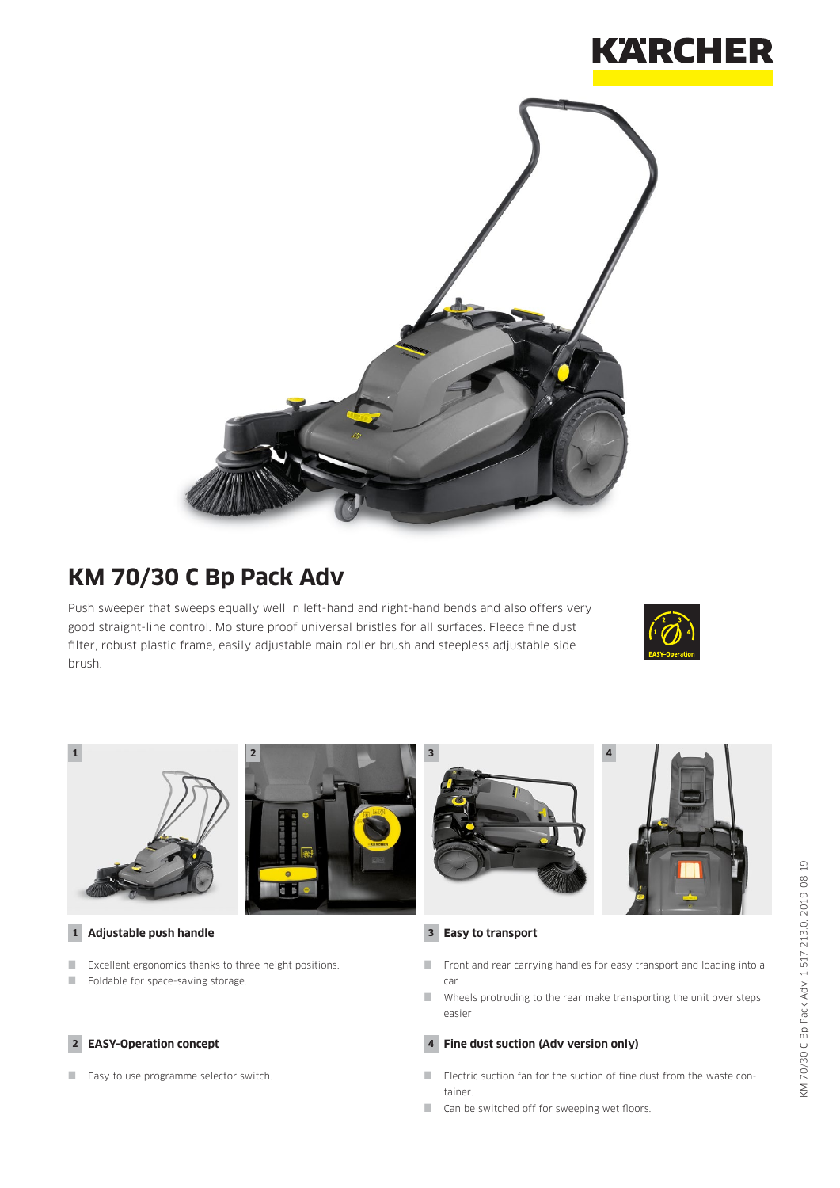# KM 70/30 C Bp Pack Adv

Push sweeper that sweeps equally well in left-hand and right-hand bends and also offers very good straight-line control. Moisture proof universal bristles for all surfaces. Fleece fine dust filter, robust plastic frame, easily adjustable main roller brush and steepless adjustable side brush.

### 1 Adjustable push handle

- Excellent ergonomics thanks to three height positions.
- Foldable for space-saving storage.

### 2 EASY-Operation concept

- Easy to use programme selector switch.

### 3 Easy to transport

- Front and rear carrying handles for easy transport and loading into a car
- Wheels protruding to the rear make transporting the unit over steps easier

### 4 Fine dust suction (Adv version only)

- Electric suction fan for the suction of fine dust from the waste container.
- Can be switched off for sweeping wet floors.

KM 70/30 C Bp Pack Adv, 1.517-213.0, 2019-08-19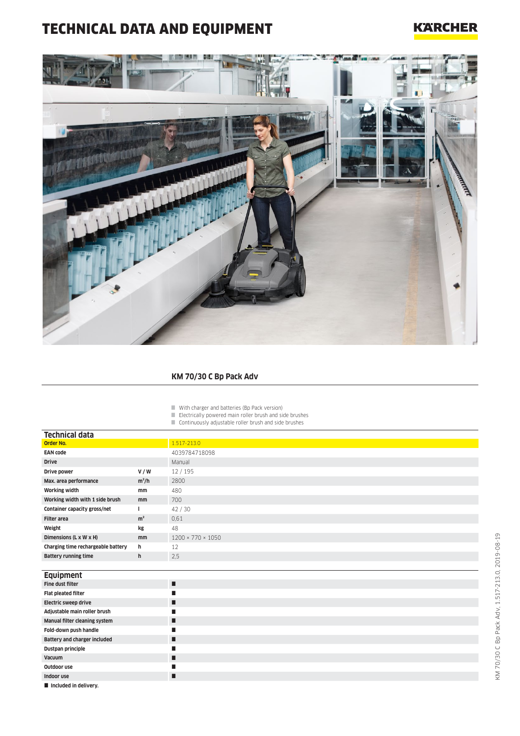# TECHNICAL DATA AND EQUIPMENT

KÄRCHER

## KM 70/30 C Bp Pack Adv

- With charger and batteries (Bp Pack version)
- Electrically powered main roller brush and side brushes
- Continuously adjustable roller brush and side brushes

### Technical data

| | | |
|---|---|---|
| **Order No.** | | 1.517-213.0 |
| **EAN code** | | 4039784718098 |
| **Drive** | | Manual |
| **Drive power** | **V / W** | 12 / 195 |
| **Max. area performance** | **m²/h** | 2800 |
| **Working width** | **mm** | 480 |
| **Working width with 1 side brush** | **mm** | 700 |
| **Container capacity gross/net** | **l** | 42 / 30 |
| **Filter area** | **m²** | 0,61 |
| **Weight** | **kg** | 48 |
| **Dimensions (L x W x H)** | **mm** | 1200 × 770 × 1050 |
| **Charging time rechargeable battery** | **h** | 12 |
| **Battery running time** | **h** | 2,5 |

### Equipment

| | |
|---|---|
| **Fine dust filter** | ■ |
| **Flat pleated filter** | ■ |
| **Electric sweep drive** | ■ |
| **Adjustable main roller brush** | ■ |
| **Manual filter cleaning system** | ■ |
| **Fold-down push handle** | ■ |
| **Battery and charger included** | ■ |
| **Dustpan principle** | ■ |
| **Vacuum** | ■ |
| **Outdoor use** | ■ |
| **Indoor use** | ■ |

■ **Included in delivery.**

KM 70/30 C Bp Pack Adv, 1.517-213.0, 2019-08-19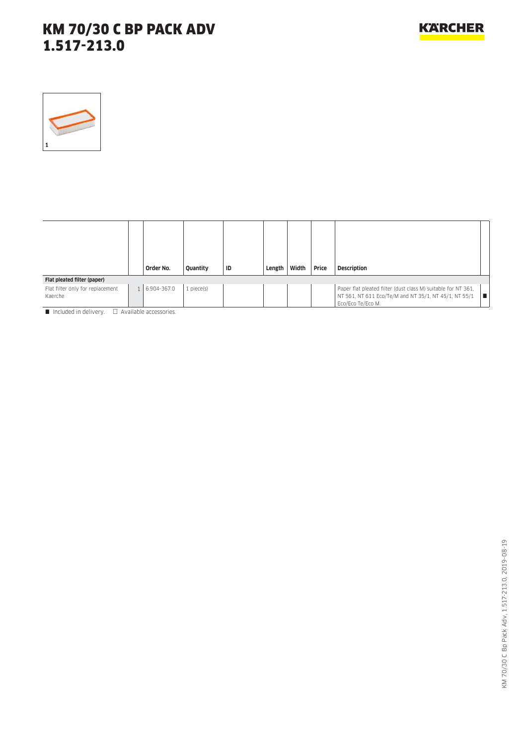# KM 70/30 C BP PACK ADV
# 1.517-213.0

1

| | | Order No. | Quantity | ID | Length | Width | Price | Description | |
|---|---|---|---|---|---|---|---|---|---|
| **Flat pleated filter (paper)** | | | | | | | | | |
| Flat filter only for replacement Kaerche | 1 | 6.904-367.0 | 1 piece(s) | | | | | Paper flat pleated filter (dust class M) suitable for NT 361, NT 561, NT 611 Eco/Te/M and NT 35/1, NT 45/1, NT 55/1 Eco/Eco Te/Eco M. | ■ |

■ Included in delivery. □ Available accessories.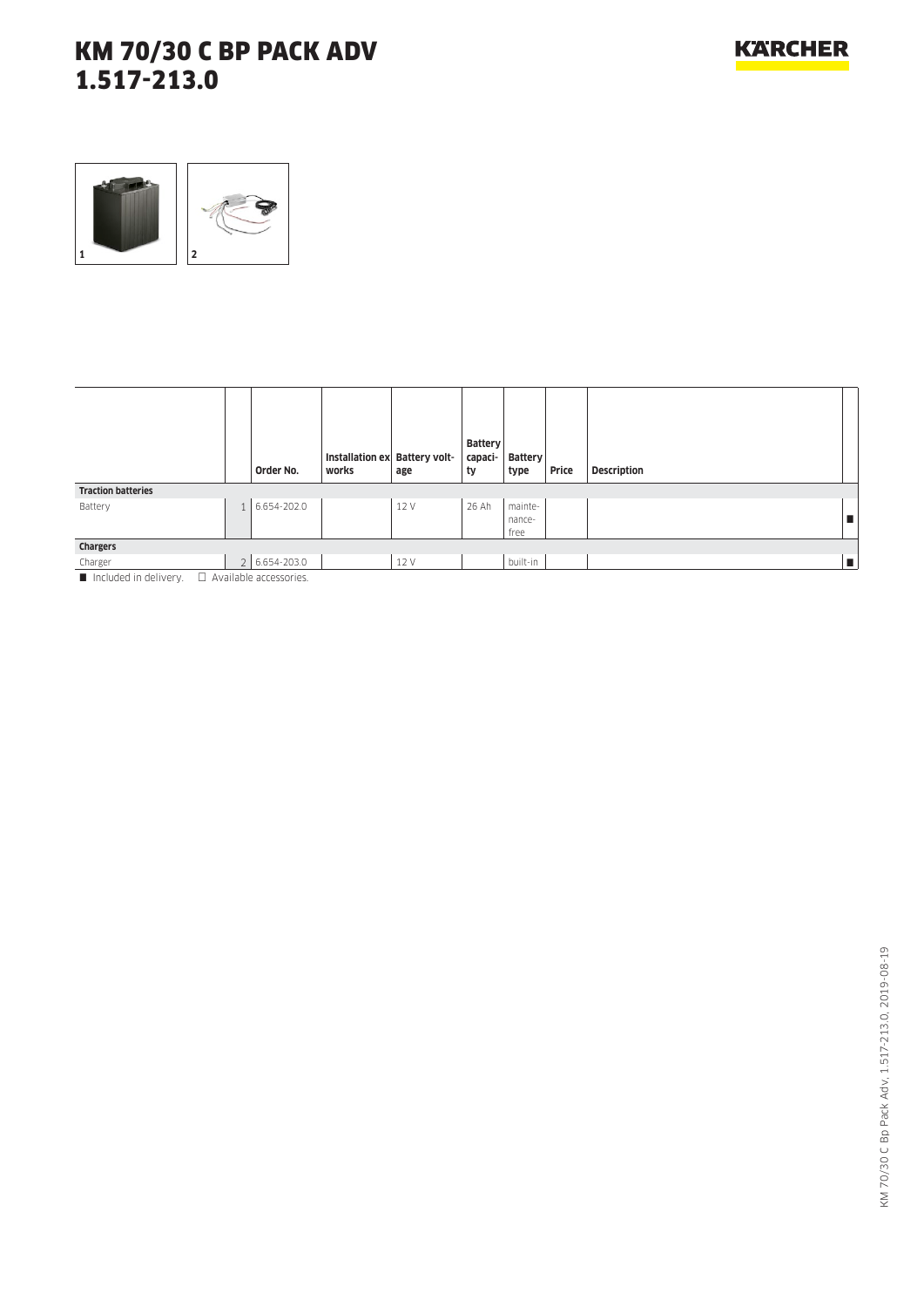# KM 70/30 C BP PACK ADV 1.517-213.0

1

2

| | | Order No. | Installation ex works | Battery voltage | Battery capacity | Battery type | Price | Description | |
|---|---|---|---|---|---|---|---|---|---|
| **Traction batteries** | | | | | | | | | |
| Battery | 1 | 6.654-202.0 | | 12 V | 26 Ah | maintenance-free | | | ■ |
| **Chargers** | | | | | | | | | |
| Charger | 2 | 6.654-203.0 | | 12 V | | built-in | | | ■ |

■ Included in delivery. □ Available accessories.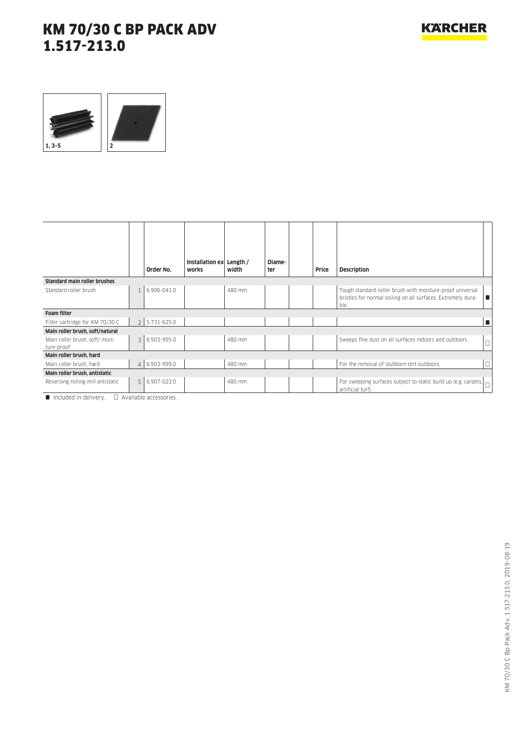# KM 70/30 C BP PACK ADV
# 1.517-213.0

1, 3–5

2

| | | Order No. | Installation ex works | Length / width | Diameter | | Price | Description | |
|---|---|---|---|---|---|---|---|---|---|
| **Standard main roller brushes** | | | | | | | | | |
| Standard roller brush | 1 | 6.906-041.0 | | 480 mm | | | | Tough standard roller brush with moisture-proof universal bristles for normal soiling on all surfaces. Extremely durable. | ■ |
| **Foam filter** | | | | | | | | | |
| Filter cartridge for KM 70/30 C | 2 | 5.731-625.0 | | | | | | | ■ |
| **Main roller brush, soft/natural** | | | | | | | | | |
| Main roller brush, soft/ moisture-proof | 3 | 6.903-995.0 | | 480 mm | | | | Sweeps fine dust on all surfaces indoors and outdoors | □ |
| **Main roller brush, hard** | | | | | | | | | |
| Main roller brush, hard | 4 | 6.903-999.0 | | 480 mm | | | | For the removal of stubborn dirt outdoors | □ |
| **Main roller brush, antistatic** | | | | | | | | | |
| Reversing rolling mill antistatic | 5 | 6.907-023.0 | | 480 mm | | | | For sweeping surfaces subject to static build up (e.g. carpets, artificial turf) | □ |

■ Included in delivery. □ Available accessories.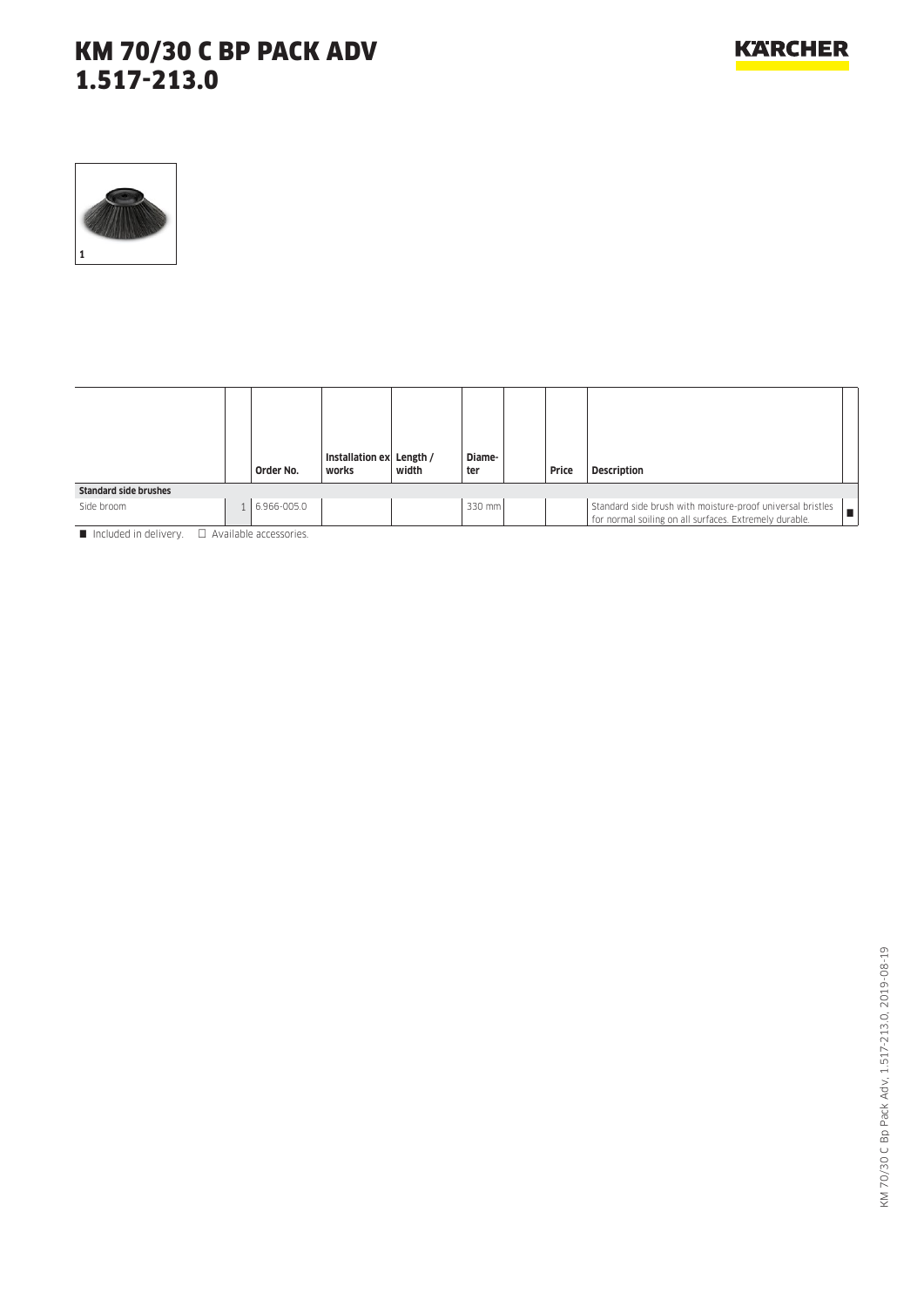# KM 70/30 C BP PACK ADV
# 1.517-213.0

1

| | | Order No. | Installation ex works | Length / width | Diameter | | Price | Description | |
|---|---|---|---|---|---|---|---|---|---|
| **Standard side brushes** | | | | | | | | | |
| Side broom | 1 | 6.966-005.0 | | | 330 mm | | | Standard side brush with moisture-proof universal bristles for normal soiling on all surfaces. Extremely durable. | ■ |

■ Included in delivery. □ Available accessories.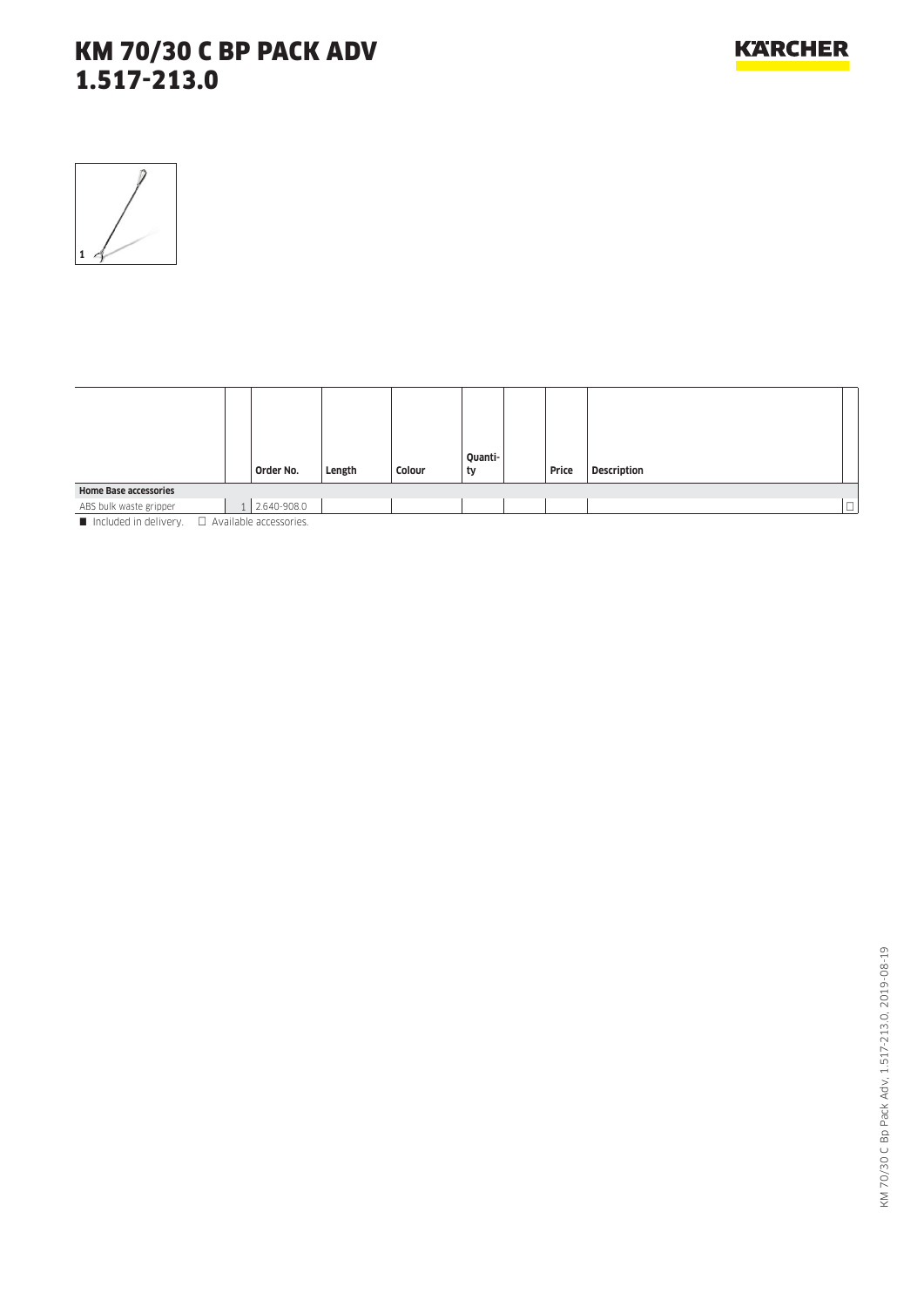# KM 70/30 C BP PACK ADV
# 1.517-213.0

1

| | | Order No. | Length | Colour | Quanti-ty | | Price | Description | |
|---|---|---|---|---|---|---|---|---|---|
| **Home Base accessories** | | | | | | | | | |
| ABS bulk waste gripper | 1 | 2.640-908.0 | | | | | | | □ |

■ Included in delivery. □ Available accessories.